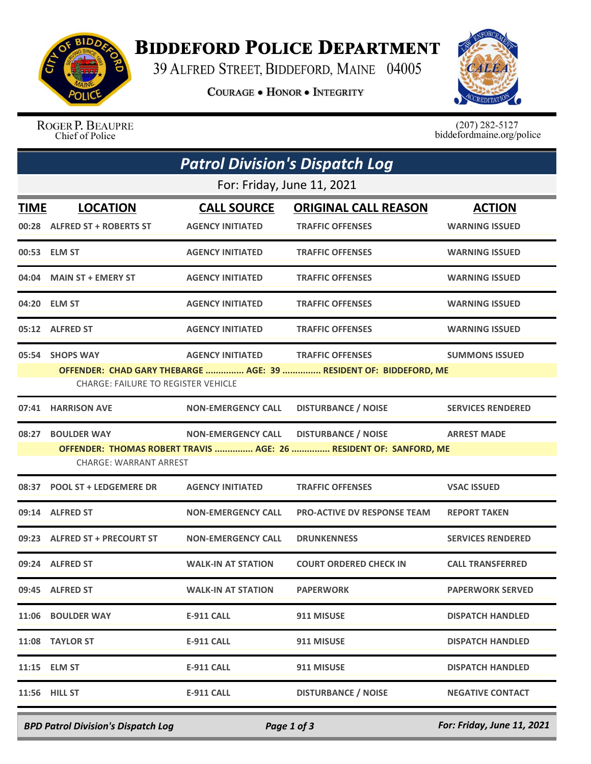# Biddeford Police Department

39 Alfred Street, Biddeford, Maine 04005

**Courage • Honor • Integrity**

Roger P. Beaupre
Chief of Police

(207) 282-5127
biddefordmaine.org/police

## Patrol Division's Dispatch Log

For: Friday, June 11, 2021

| TIME | LOCATION | CALL SOURCE | ORIGINAL CALL REASON | ACTION |
|---|---|---|---|---|
| 00:28 | ALFRED ST + ROBERTS ST | AGENCY INITIATED | TRAFFIC OFFENSES | WARNING ISSUED |
| 00:53 | ELM ST | AGENCY INITIATED | TRAFFIC OFFENSES | WARNING ISSUED |
| 04:04 | MAIN ST + EMERY ST | AGENCY INITIATED | TRAFFIC OFFENSES | WARNING ISSUED |
| 04:20 | ELM ST | AGENCY INITIATED | TRAFFIC OFFENSES | WARNING ISSUED |
| 05:12 | ALFRED ST | AGENCY INITIATED | TRAFFIC OFFENSES | WARNING ISSUED |
| 05:54 | SHOPS WAY | AGENCY INITIATED | TRAFFIC OFFENSES | SUMMONS ISSUED |
| | OFFENDER: CHAD GARY THEBARGE ............... AGE: 39 ............... RESIDENT OF: BIDDEFORD, ME | | | |
| | CHARGE: FAILURE TO REGISTER VEHICLE | | | |
| 07:41 | HARRISON AVE | NON-EMERGENCY CALL | DISTURBANCE / NOISE | SERVICES RENDERED |
| 08:27 | BOULDER WAY | NON-EMERGENCY CALL | DISTURBANCE / NOISE | ARREST MADE |
| | OFFENDER: THOMAS ROBERT TRAVIS ............... AGE: 26 ............... RESIDENT OF: SANFORD, ME | | | |
| | CHARGE: WARRANT ARREST | | | |
| 08:37 | POOL ST + LEDGEMERE DR | AGENCY INITIATED | TRAFFIC OFFENSES | VSAC ISSUED |
| 09:14 | ALFRED ST | NON-EMERGENCY CALL | PRO-ACTIVE DV RESPONSE TEAM | REPORT TAKEN |
| 09:23 | ALFRED ST + PRECOURT ST | NON-EMERGENCY CALL | DRUNKENNESS | SERVICES RENDERED |
| 09:24 | ALFRED ST | WALK-IN AT STATION | COURT ORDERED CHECK IN | CALL TRANSFERRED |
| 09:45 | ALFRED ST | WALK-IN AT STATION | PAPERWORK | PAPERWORK SERVED |
| 11:06 | BOULDER WAY | E-911 CALL | 911 MISUSE | DISPATCH HANDLED |
| 11:08 | TAYLOR ST | E-911 CALL | 911 MISUSE | DISPATCH HANDLED |
| 11:15 | ELM ST | E-911 CALL | 911 MISUSE | DISPATCH HANDLED |
| 11:56 | HILL ST | E-911 CALL | DISTURBANCE / NOISE | NEGATIVE CONTACT |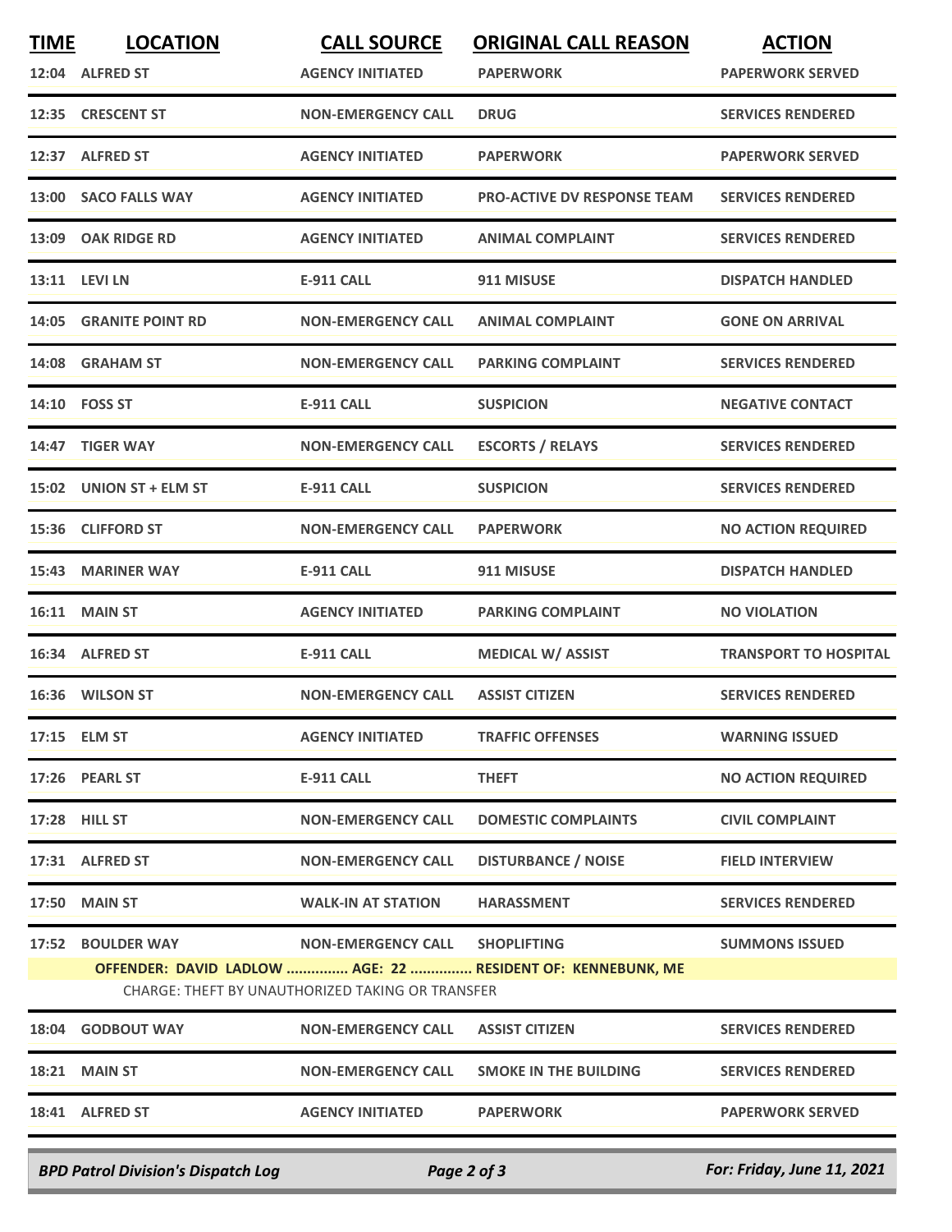| TIME | LOCATION | CALL SOURCE | ORIGINAL CALL REASON | ACTION |
|---|---|---|---|---|
| 12:04 | ALFRED ST | AGENCY INITIATED | PAPERWORK | PAPERWORK SERVED |
| 12:35 | CRESCENT ST | NON-EMERGENCY CALL | DRUG | SERVICES RENDERED |
| 12:37 | ALFRED ST | AGENCY INITIATED | PAPERWORK | PAPERWORK SERVED |
| 13:00 | SACO FALLS WAY | AGENCY INITIATED | PRO-ACTIVE DV RESPONSE TEAM | SERVICES RENDERED |
| 13:09 | OAK RIDGE RD | AGENCY INITIATED | ANIMAL COMPLAINT | SERVICES RENDERED |
| 13:11 | LEVI LN | E-911 CALL | 911 MISUSE | DISPATCH HANDLED |
| 14:05 | GRANITE POINT RD | NON-EMERGENCY CALL | ANIMAL COMPLAINT | GONE ON ARRIVAL |
| 14:08 | GRAHAM ST | NON-EMERGENCY CALL | PARKING COMPLAINT | SERVICES RENDERED |
| 14:10 | FOSS ST | E-911 CALL | SUSPICION | NEGATIVE CONTACT |
| 14:47 | TIGER WAY | NON-EMERGENCY CALL | ESCORTS / RELAYS | SERVICES RENDERED |
| 15:02 | UNION ST + ELM ST | E-911 CALL | SUSPICION | SERVICES RENDERED |
| 15:36 | CLIFFORD ST | NON-EMERGENCY CALL | PAPERWORK | NO ACTION REQUIRED |
| 15:43 | MARINER WAY | E-911 CALL | 911 MISUSE | DISPATCH HANDLED |
| 16:11 | MAIN ST | AGENCY INITIATED | PARKING COMPLAINT | NO VIOLATION |
| 16:34 | ALFRED ST | E-911 CALL | MEDICAL W/ ASSIST | TRANSPORT TO HOSPITAL |
| 16:36 | WILSON ST | NON-EMERGENCY CALL | ASSIST CITIZEN | SERVICES RENDERED |
| 17:15 | ELM ST | AGENCY INITIATED | TRAFFIC OFFENSES | WARNING ISSUED |
| 17:26 | PEARL ST | E-911 CALL | THEFT | NO ACTION REQUIRED |
| 17:28 | HILL ST | NON-EMERGENCY CALL | DOMESTIC COMPLAINTS | CIVIL COMPLAINT |
| 17:31 | ALFRED ST | NON-EMERGENCY CALL | DISTURBANCE / NOISE | FIELD INTERVIEW |
| 17:50 | MAIN ST | WALK-IN AT STATION | HARASSMENT | SERVICES RENDERED |
| 17:52 | BOULDER WAY | NON-EMERGENCY CALL | SHOPLIFTING | SUMMONS ISSUED |
| | OFFENDER: DAVID LADLOW ............... AGE: 22 ............... RESIDENT OF: KENNEBUNK, ME<br>CHARGE: THEFT BY UNAUTHORIZED TAKING OR TRANSFER | | | |
| 18:04 | GODBOUT WAY | NON-EMERGENCY CALL | ASSIST CITIZEN | SERVICES RENDERED |
| 18:21 | MAIN ST | NON-EMERGENCY CALL | SMOKE IN THE BUILDING | SERVICES RENDERED |
| 18:41 | ALFRED ST | AGENCY INITIATED | PAPERWORK | PAPERWORK SERVED |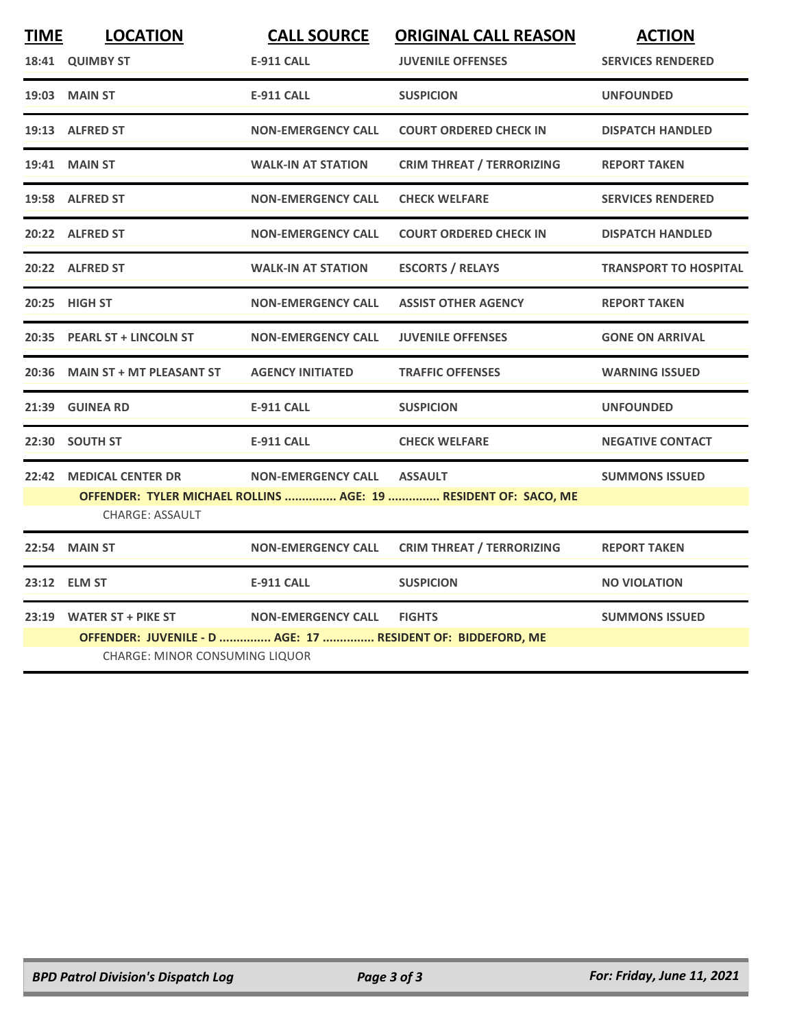| TIME | LOCATION | CALL SOURCE | ORIGINAL CALL REASON | ACTION |
| --- | --- | --- | --- | --- |
| 18:41 | QUIMBY ST | E-911 CALL | JUVENILE OFFENSES | SERVICES RENDERED |
| 19:03 | MAIN ST | E-911 CALL | SUSPICION | UNFOUNDED |
| 19:13 | ALFRED ST | NON-EMERGENCY CALL | COURT ORDERED CHECK IN | DISPATCH HANDLED |
| 19:41 | MAIN ST | WALK-IN AT STATION | CRIM THREAT / TERRORIZING | REPORT TAKEN |
| 19:58 | ALFRED ST | NON-EMERGENCY CALL | CHECK WELFARE | SERVICES RENDERED |
| 20:22 | ALFRED ST | NON-EMERGENCY CALL | COURT ORDERED CHECK IN | DISPATCH HANDLED |
| 20:22 | ALFRED ST | WALK-IN AT STATION | ESCORTS / RELAYS | TRANSPORT TO HOSPITAL |
| 20:25 | HIGH ST | NON-EMERGENCY CALL | ASSIST OTHER AGENCY | REPORT TAKEN |
| 20:35 | PEARL ST + LINCOLN ST | NON-EMERGENCY CALL | JUVENILE OFFENSES | GONE ON ARRIVAL |
| 20:36 | MAIN ST + MT PLEASANT ST | AGENCY INITIATED | TRAFFIC OFFENSES | WARNING ISSUED |
| 21:39 | GUINEA RD | E-911 CALL | SUSPICION | UNFOUNDED |
| 22:30 | SOUTH ST | E-911 CALL | CHECK WELFARE | NEGATIVE CONTACT |
| 22:42 | MEDICAL CENTER DR | NON-EMERGENCY CALL | ASSAULT | SUMMONS ISSUED |
| | OFFENDER: TYLER MICHAEL ROLLINS ............... AGE: 19 ............... RESIDENT OF: SACO, ME | | | |
| | CHARGE: ASSAULT | | | |
| 22:54 | MAIN ST | NON-EMERGENCY CALL | CRIM THREAT / TERRORIZING | REPORT TAKEN |
| 23:12 | ELM ST | E-911 CALL | SUSPICION | NO VIOLATION |
| 23:19 | WATER ST + PIKE ST | NON-EMERGENCY CALL | FIGHTS | SUMMONS ISSUED |
| | OFFENDER: JUVENILE - D ............... AGE: 17 ............... RESIDENT OF: BIDDEFORD, ME | | | |
| | CHARGE: MINOR CONSUMING LIQUOR | | | |